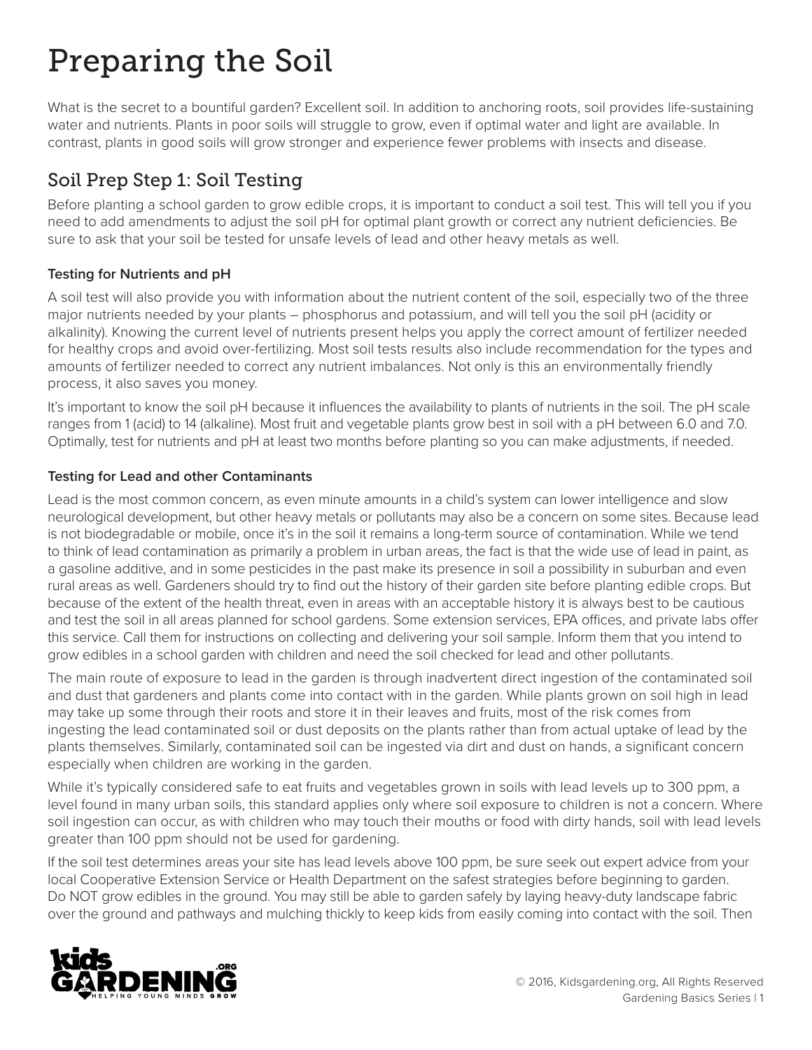# Preparing the Soil

What is the secret to a bountiful garden? Excellent soil. In addition to anchoring roots, soil provides life-sustaining water and nutrients. Plants in poor soils will struggle to grow, even if optimal water and light are available. In contrast, plants in good soils will grow stronger and experience fewer problems with insects and disease.

## Soil Prep Step 1: Soil Testing

Before planting a school garden to grow edible crops, it is important to conduct a soil test. This will tell you if you need to add amendments to adjust the soil pH for optimal plant growth or correct any nutrient deficiencies. Be sure to ask that your soil be tested for unsafe levels of lead and other heavy metals as well.

### Testing for Nutrients and pH

A soil test will also provide you with information about the nutrient content of the soil, especially two of the three major nutrients needed by your plants – phosphorus and potassium, and will tell you the soil pH (acidity or alkalinity). Knowing the current level of nutrients present helps you apply the correct amount of fertilizer needed for healthy crops and avoid over-fertilizing. Most soil tests results also include recommendation for the types and amounts of fertilizer needed to correct any nutrient imbalances. Not only is this an environmentally friendly process, it also saves you money.

It's important to know the soil pH because it influences the availability to plants of nutrients in the soil. The pH scale ranges from 1 (acid) to 14 (alkaline). Most fruit and vegetable plants grow best in soil with a pH between 6.0 and 7.0. Optimally, test for nutrients and pH at least two months before planting so you can make adjustments, if needed.

### Testing for Lead and other Contaminants

Lead is the most common concern, as even minute amounts in a child's system can lower intelligence and slow neurological development, but other heavy metals or pollutants may also be a concern on some sites. Because lead is not biodegradable or mobile, once it's in the soil it remains a long-term source of contamination. While we tend to think of lead contamination as primarily a problem in urban areas, the fact is that the wide use of lead in paint, as a gasoline additive, and in some pesticides in the past make its presence in soil a possibility in suburban and even rural areas as well. Gardeners should try to find out the history of their garden site before planting edible crops. But because of the extent of the health threat, even in areas with an acceptable history it is always best to be cautious and test the soil in all areas planned for school gardens. Some extension services, EPA offices, and private labs offer this service. Call them for instructions on collecting and delivering your soil sample. Inform them that you intend to grow edibles in a school garden with children and need the soil checked for lead and other pollutants.

The main route of exposure to lead in the garden is through inadvertent direct ingestion of the contaminated soil and dust that gardeners and plants come into contact with in the garden. While plants grown on soil high in lead may take up some through their roots and store it in their leaves and fruits, most of the risk comes from ingesting the lead contaminated soil or dust deposits on the plants rather than from actual uptake of lead by the plants themselves. Similarly, contaminated soil can be ingested via dirt and dust on hands, a significant concern especially when children are working in the garden.

While it's typically considered safe to eat fruits and vegetables grown in soils with lead levels up to 300 ppm, a level found in many urban soils, this standard applies only where soil exposure to children is not a concern. Where soil ingestion can occur, as with children who may touch their mouths or food with dirty hands, soil with lead levels greater than 100 ppm should not be used for gardening.

If the soil test determines areas your site has lead levels above 100 ppm, be sure seek out expert advice from your local Cooperative Extension Service or Health Department on the safest strategies before beginning to garden. Do NOT grow edibles in the ground. You may still be able to garden safely by laying heavy-duty landscape fabric over the ground and pathways and mulching thickly to keep kids from easily coming into contact with the soil. Then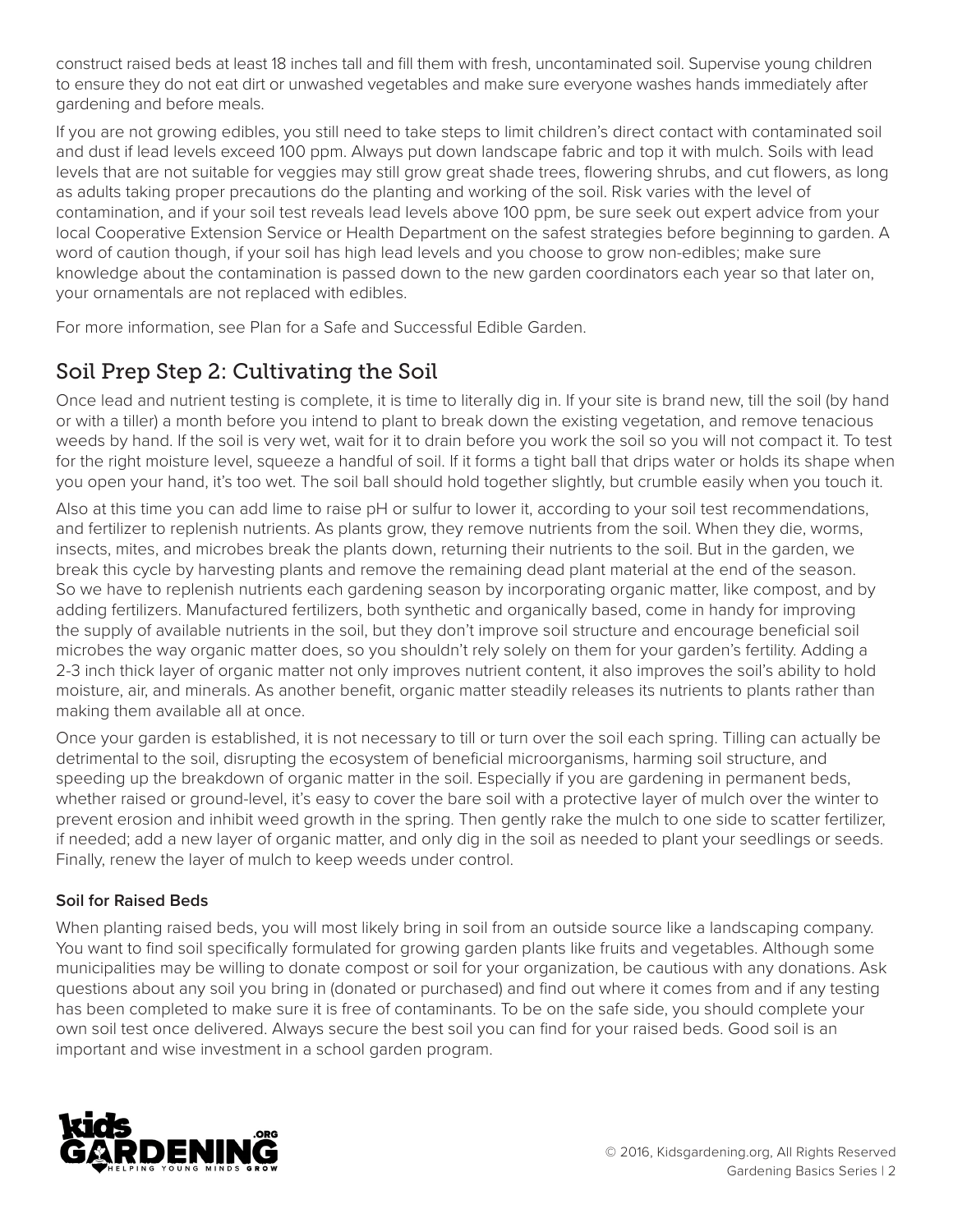construct raised beds at least 18 inches tall and fill them with fresh, uncontaminated soil. Supervise young children to ensure they do not eat dirt or unwashed vegetables and make sure everyone washes hands immediately after gardening and before meals.

If you are not growing edibles, you still need to take steps to limit children's direct contact with contaminated soil and dust if lead levels exceed 100 ppm. Always put down landscape fabric and top it with mulch. Soils with lead levels that are not suitable for veggies may still grow great shade trees, flowering shrubs, and cut flowers, as long as adults taking proper precautions do the planting and working of the soil. Risk varies with the level of contamination, and if your soil test reveals lead levels above 100 ppm, be sure seek out expert advice from your local Cooperative Extension Service or Health Department on the safest strategies before beginning to garden. A word of caution though, if your soil has high lead levels and you choose to grow non-edibles; make sure knowledge about the contamination is passed down to the new garden coordinators each year so that later on, your ornamentals are not replaced with edibles.

For more information, see Plan for a Safe and Successful Edible Garden.

## Soil Prep Step 2: Cultivating the Soil

Once lead and nutrient testing is complete, it is time to literally dig in. If your site is brand new, till the soil (by hand or with a tiller) a month before you intend to plant to break down the existing vegetation, and remove tenacious weeds by hand. If the soil is very wet, wait for it to drain before you work the soil so you will not compact it. To test for the right moisture level, squeeze a handful of soil. If it forms a tight ball that drips water or holds its shape when you open your hand, it's too wet. The soil ball should hold together slightly, but crumble easily when you touch it.

Also at this time you can add lime to raise pH or sulfur to lower it, according to your soil test recommendations, and fertilizer to replenish nutrients. As plants grow, they remove nutrients from the soil. When they die, worms, insects, mites, and microbes break the plants down, returning their nutrients to the soil. But in the garden, we break this cycle by harvesting plants and remove the remaining dead plant material at the end of the season. So we have to replenish nutrients each gardening season by incorporating organic matter, like compost, and by adding fertilizers. Manufactured fertilizers, both synthetic and organically based, come in handy for improving the supply of available nutrients in the soil, but they don't improve soil structure and encourage beneficial soil microbes the way organic matter does, so you shouldn't rely solely on them for your garden's fertility. Adding a 2-3 inch thick layer of organic matter not only improves nutrient content, it also improves the soil's ability to hold moisture, air, and minerals. As another benefit, organic matter steadily releases its nutrients to plants rather than making them available all at once.

Once your garden is established, it is not necessary to till or turn over the soil each spring. Tilling can actually be detrimental to the soil, disrupting the ecosystem of beneficial microorganisms, harming soil structure, and speeding up the breakdown of organic matter in the soil. Especially if you are gardening in permanent beds, whether raised or ground-level, it's easy to cover the bare soil with a protective layer of mulch over the winter to prevent erosion and inhibit weed growth in the spring. Then gently rake the mulch to one side to scatter fertilizer, if needed; add a new layer of organic matter, and only dig in the soil as needed to plant your seedlings or seeds. Finally, renew the layer of mulch to keep weeds under control.

#### Soil for Raised Beds

When planting raised beds, you will most likely bring in soil from an outside source like a landscaping company. You want to find soil specifically formulated for growing garden plants like fruits and vegetables. Although some municipalities may be willing to donate compost or soil for your organization, be cautious with any donations. Ask questions about any soil you bring in (donated or purchased) and find out where it comes from and if any testing has been completed to make sure it is free of contaminants. To be on the safe side, you should complete your own soil test once delivered. Always secure the best soil you can find for your raised beds. Good soil is an important and wise investment in a school garden program.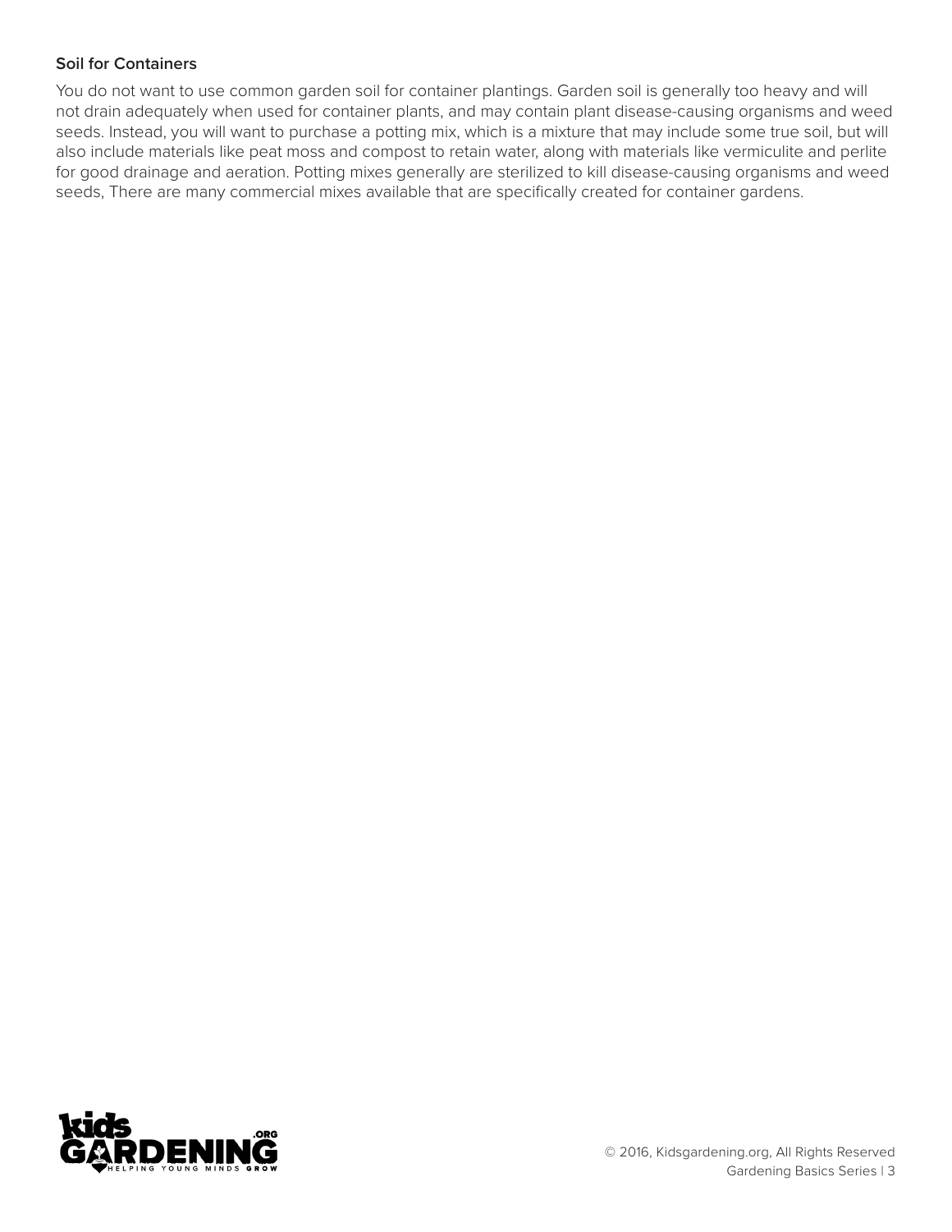### Soil for Containers

You do not want to use common garden soil for container plantings. Garden soil is generally too heavy and will not drain adequately when used for container plants, and may contain plant disease-causing organisms and weed seeds. Instead, you will want to purchase a potting mix, which is a mixture that may include some true soil, but will also include materials like peat moss and compost to retain water, along with materials like vermiculite and perlite for good drainage and aeration. Potting mixes generally are sterilized to kill disease-causing organisms and weed seeds, There are many commercial mixes available that are specifically created for container gardens.